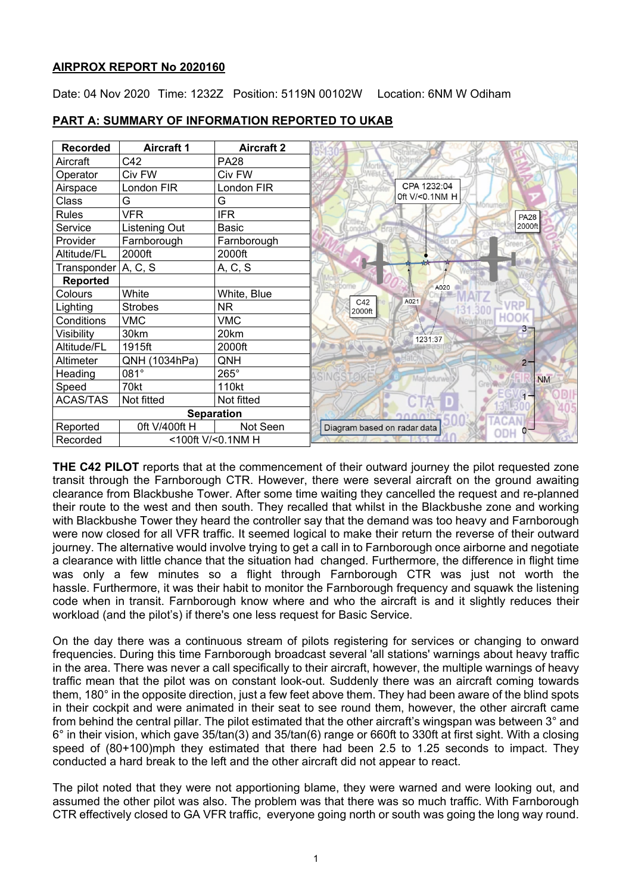## AIRPROX REPORT No 2020160

Date: 04 Nov 2020 Time: 1232Z Position: 5119N 00102W Location: 6NM W Odiham

## PART A: SUMMARY OF INFORMATION REPORTED TO UKAB

| Recorded | Aircraft 1 | Aircraft 2 |
|---|---|---|
| Aircraft | C42 | PA28 |
| Operator | Civ FW | Civ FW |
| Airspace | London FIR | London FIR |
| Class | G | G |
| Rules | VFR | IFR |
| Service | Listening Out | Basic |
| Provider | Farnborough | Farnborough |
| Altitude/FL | 2000ft | 2000ft |
| Transponder | A, C, S | A, C, S |
| **Reported** | | |
| Colours | White | White, Blue |
| Lighting | Strobes | NR |
| Conditions | VMC | VMC |
| Visibility | 30km | 20km |
| Altitude/FL | 1915ft | 2000ft |
| Altimeter | QNH (1034hPa) | QNH |
| Heading | 081° | 265° |
| Speed | 70kt | 110kt |
| ACAS/TAS | Not fitted | Not fitted |
| **Separation** | | |
| Reported | 0ft V/400ft H | Not Seen |
| Recorded | <100ft V/<0.1NM H | |

CPA 1232:04
0ft V/<0.1NM H
PA28
2000ft
C42
2000ft
A020
A021
1231:37
NM
3
2
1
0
Diagram based on radar data

**THE C42 PILOT** reports that at the commencement of their outward journey the pilot requested zone transit through the Farnborough CTR. However, there were several aircraft on the ground awaiting clearance from Blackbushe Tower. After some time waiting they cancelled the request and re-planned their route to the west and then south. They recalled that whilst in the Blackbushe zone and working with Blackbushe Tower they heard the controller say that the demand was too heavy and Farnborough were now closed for all VFR traffic. It seemed logical to make their return the reverse of their outward journey. The alternative would involve trying to get a call in to Farnborough once airborne and negotiate a clearance with little chance that the situation had changed. Furthermore, the difference in flight time was only a few minutes so a flight through Farnborough CTR was just not worth the hassle. Furthermore, it was their habit to monitor the Farnborough frequency and squawk the listening code when in transit. Farnborough know where and who the aircraft is and it slightly reduces their workload (and the pilot's) if there's one less request for Basic Service.

On the day there was a continuous stream of pilots registering for services or changing to onward frequencies. During this time Farnborough broadcast several 'all stations' warnings about heavy traffic in the area. There was never a call specifically to their aircraft, however, the multiple warnings of heavy traffic mean that the pilot was on constant look-out. Suddenly there was an aircraft coming towards them, 180° in the opposite direction, just a few feet above them. They had been aware of the blind spots in their cockpit and were animated in their seat to see round them, however, the other aircraft came from behind the central pillar. The pilot estimated that the other aircraft's wingspan was between 3° and 6° in their vision, which gave 35/tan(3) and 35/tan(6) range or 660ft to 330ft at first sight. With a closing speed of (80+100)mph they estimated that there had been 2.5 to 1.25 seconds to impact. They conducted a hard break to the left and the other aircraft did not appear to react.

The pilot noted that they were not apportioning blame, they were warned and were looking out, and assumed the other pilot was also. The problem was that there was so much traffic. With Farnborough CTR effectively closed to GA VFR traffic, everyone going north or south was going the long way round.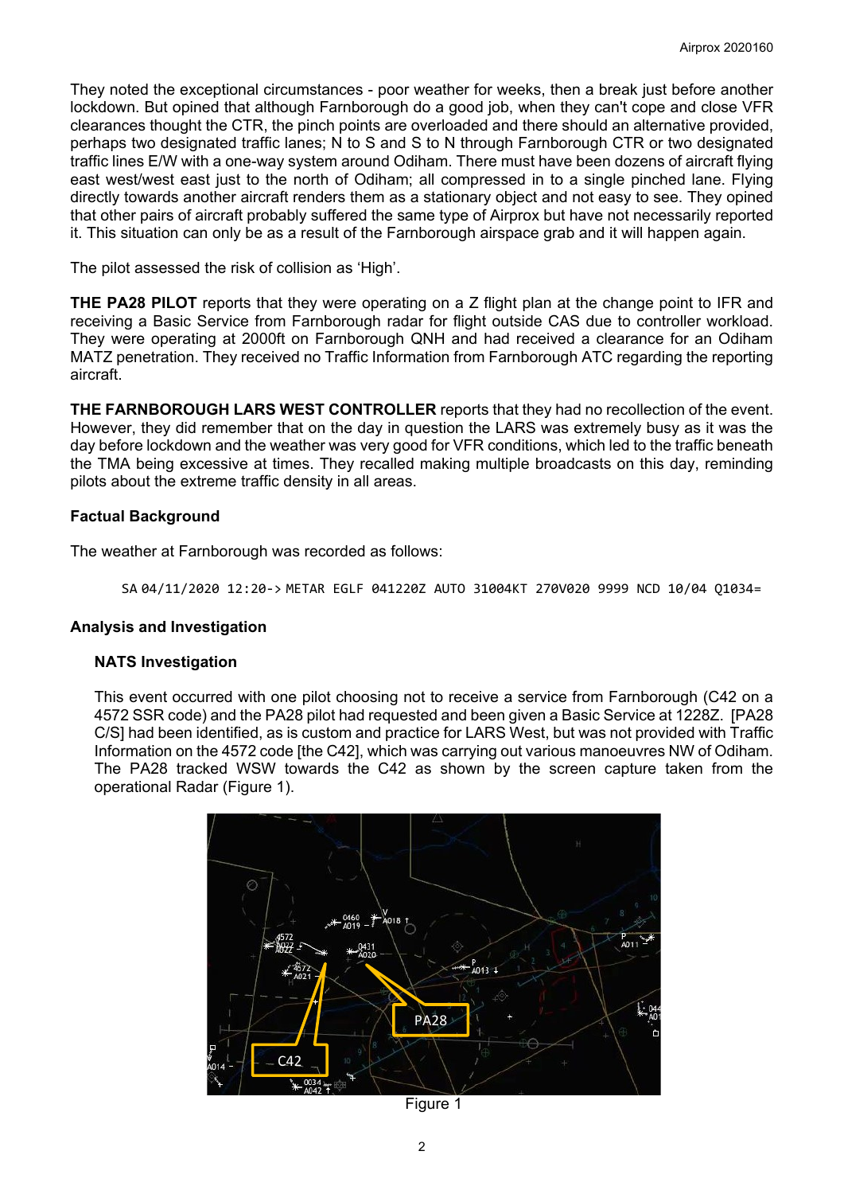They noted the exceptional circumstances - poor weather for weeks, then a break just before another lockdown. But opined that although Farnborough do a good job, when they can't cope and close VFR clearances thought the CTR, the pinch points are overloaded and there should an alternative provided, perhaps two designated traffic lanes; N to S and S to N through Farnborough CTR or two designated traffic lines E/W with a one-way system around Odiham. There must have been dozens of aircraft flying east west/west east just to the north of Odiham; all compressed in to a single pinched lane. Flying directly towards another aircraft renders them as a stationary object and not easy to see. They opined that other pairs of aircraft probably suffered the same type of Airprox but have not necessarily reported it. This situation can only be as a result of the Farnborough airspace grab and it will happen again.

The pilot assessed the risk of collision as 'High'.

**THE PA28 PILOT** reports that they were operating on a Z flight plan at the change point to IFR and receiving a Basic Service from Farnborough radar for flight outside CAS due to controller workload. They were operating at 2000ft on Farnborough QNH and had received a clearance for an Odiham MATZ penetration. They received no Traffic Information from Farnborough ATC regarding the reporting aircraft.

**THE FARNBOROUGH LARS WEST CONTROLLER** reports that they had no recollection of the event. However, they did remember that on the day in question the LARS was extremely busy as it was the day before lockdown and the weather was very good for VFR conditions, which led to the traffic beneath the TMA being excessive at times. They recalled making multiple broadcasts on this day, reminding pilots about the extreme traffic density in all areas.

### Factual Background

The weather at Farnborough was recorded as follows:

```
SA 04/11/2020 12:20-> METAR EGLF 041220Z AUTO 31004KT 270V020 9999 NCD 10/04 Q1034=
```

### Analysis and Investigation

#### NATS Investigation

This event occurred with one pilot choosing not to receive a service from Farnborough (C42 on a 4572 SSR code) and the PA28 pilot had requested and been given a Basic Service at 1228Z. [PA28 C/S] had been identified, as is custom and practice for LARS West, but was not provided with Traffic Information on the 4572 code [the C42], which was carrying out various manoeuvres NW of Odiham. The PA28 tracked WSW towards the C42 as shown by the screen capture taken from the operational Radar (Figure 1).

PA28
C42

Figure 1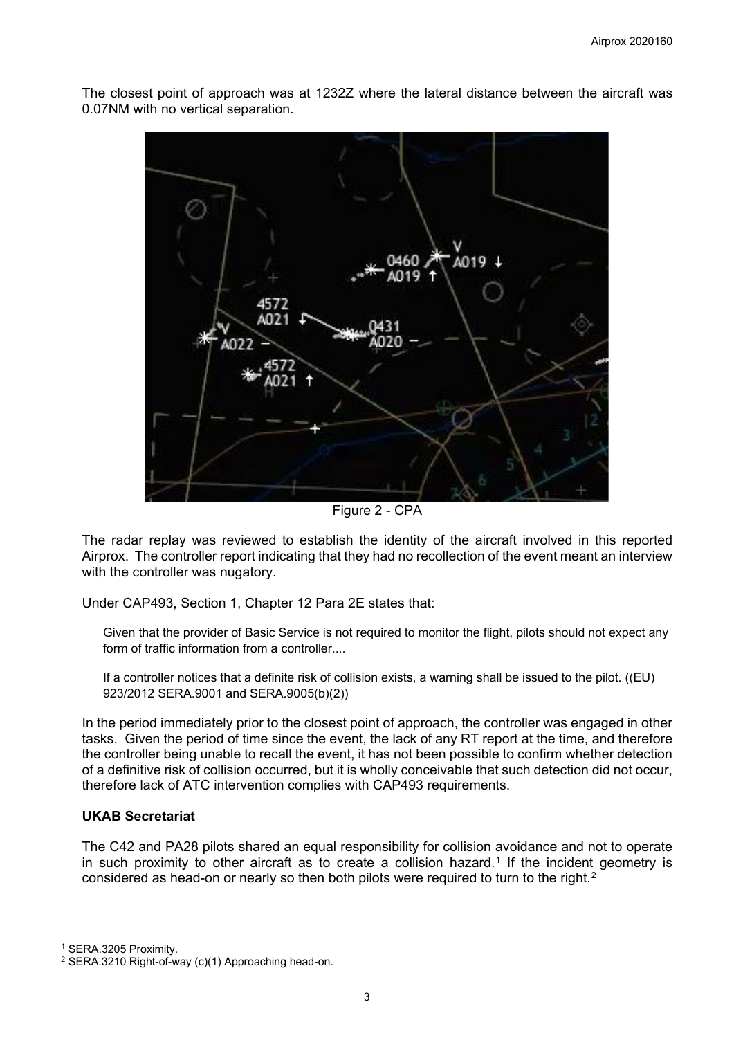The closest point of approach was at 1232Z where the lateral distance between the aircraft was 0.07NM with no vertical separation.

0460
A019
V
A019
4572
A021
0431
A020
V
A022
4572
A021

Figure 2 - CPA

The radar replay was reviewed to establish the identity of the aircraft involved in this reported Airprox. The controller report indicating that they had no recollection of the event meant an interview with the controller was nugatory.

Under CAP493, Section 1, Chapter 12 Para 2E states that:

> Given that the provider of Basic Service is not required to monitor the flight, pilots should not expect any form of traffic information from a controller....
>
> If a controller notices that a definite risk of collision exists, a warning shall be issued to the pilot. ((EU) 923/2012 SERA.9001 and SERA.9005(b)(2))

In the period immediately prior to the closest point of approach, the controller was engaged in other tasks. Given the period of time since the event, the lack of any RT report at the time, and therefore the controller being unable to recall the event, it has not been possible to confirm whether detection of a definitive risk of collision occurred, but it is wholly conceivable that such detection did not occur, therefore lack of ATC intervention complies with CAP493 requirements.

### UKAB Secretariat

The C42 and PA28 pilots shared an equal responsibility for collision avoidance and not to operate in such proximity to other aircraft as to create a collision hazard.[1] If the incident geometry is considered as head-on or nearly so then both pilots were required to turn to the right.[2]

---

[1] SERA.3205 Proximity.

[2] SERA.3210 Right-of-way (c)(1) Approaching head-on.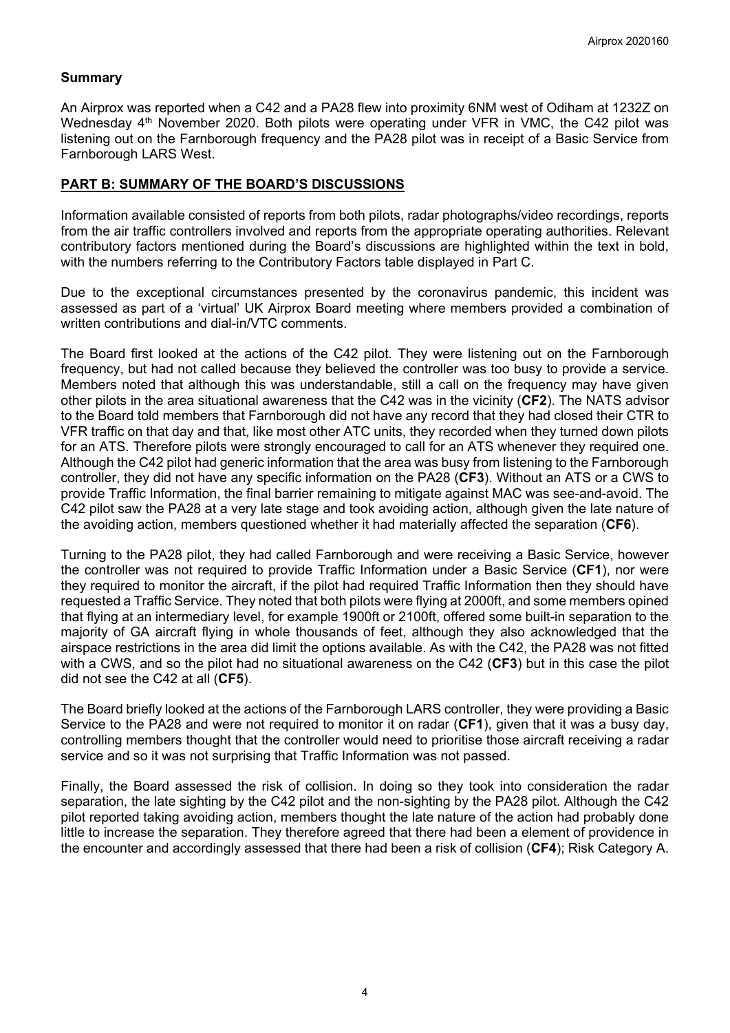**Summary**

An Airprox was reported when a C42 and a PA28 flew into proximity 6NM west of Odiham at 1232Z on Wednesday 4th November 2020. Both pilots were operating under VFR in VMC, the C42 pilot was listening out on the Farnborough frequency and the PA28 pilot was in receipt of a Basic Service from Farnborough LARS West.

## PART B: SUMMARY OF THE BOARD'S DISCUSSIONS

Information available consisted of reports from both pilots, radar photographs/video recordings, reports from the air traffic controllers involved and reports from the appropriate operating authorities. Relevant contributory factors mentioned during the Board's discussions are highlighted within the text in bold, with the numbers referring to the Contributory Factors table displayed in Part C.

Due to the exceptional circumstances presented by the coronavirus pandemic, this incident was assessed as part of a 'virtual' UK Airprox Board meeting where members provided a combination of written contributions and dial-in/VTC comments.

The Board first looked at the actions of the C42 pilot. They were listening out on the Farnborough frequency, but had not called because they believed the controller was too busy to provide a service. Members noted that although this was understandable, still a call on the frequency may have given other pilots in the area situational awareness that the C42 was in the vicinity (**CF2**). The NATS advisor to the Board told members that Farnborough did not have any record that they had closed their CTR to VFR traffic on that day and that, like most other ATC units, they recorded when they turned down pilots for an ATS. Therefore pilots were strongly encouraged to call for an ATS whenever they required one. Although the C42 pilot had generic information that the area was busy from listening to the Farnborough controller, they did not have any specific information on the PA28 (**CF3**). Without an ATS or a CWS to provide Traffic Information, the final barrier remaining to mitigate against MAC was see-and-avoid. The C42 pilot saw the PA28 at a very late stage and took avoiding action, although given the late nature of the avoiding action, members questioned whether it had materially affected the separation (**CF6**).

Turning to the PA28 pilot, they had called Farnborough and were receiving a Basic Service, however the controller was not required to provide Traffic Information under a Basic Service (**CF1**), nor were they required to monitor the aircraft, if the pilot had required Traffic Information then they should have requested a Traffic Service. They noted that both pilots were flying at 2000ft, and some members opined that flying at an intermediary level, for example 1900ft or 2100ft, offered some built-in separation to the majority of GA aircraft flying in whole thousands of feet, although they also acknowledged that the airspace restrictions in the area did limit the options available. As with the C42, the PA28 was not fitted with a CWS, and so the pilot had no situational awareness on the C42 (**CF3**) but in this case the pilot did not see the C42 at all (**CF5**).

The Board briefly looked at the actions of the Farnborough LARS controller, they were providing a Basic Service to the PA28 and were not required to monitor it on radar (**CF1**), given that it was a busy day, controlling members thought that the controller would need to prioritise those aircraft receiving a radar service and so it was not surprising that Traffic Information was not passed.

Finally, the Board assessed the risk of collision. In doing so they took into consideration the radar separation, the late sighting by the C42 pilot and the non-sighting by the PA28 pilot. Although the C42 pilot reported taking avoiding action, members thought the late nature of the action had probably done little to increase the separation. They therefore agreed that there had been a element of providence in the encounter and accordingly assessed that there had been a risk of collision (**CF4**); Risk Category A.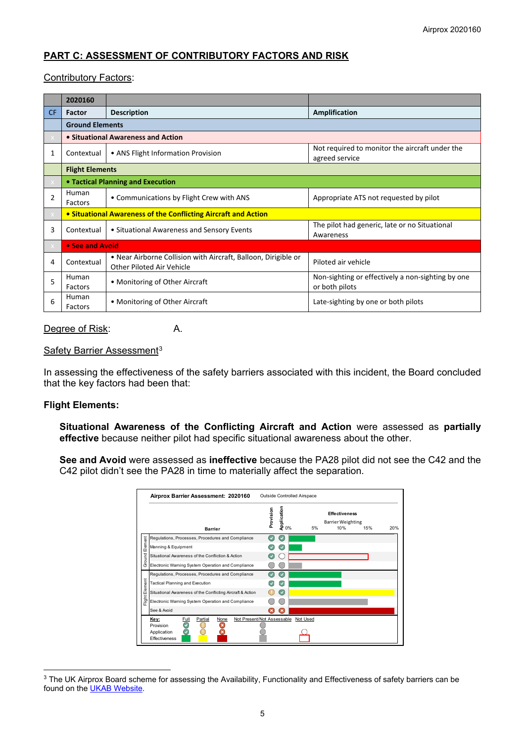## PART C: ASSESSMENT OF CONTRIBUTORY FACTORS AND RISK

Contributory Factors:

| | 2020160 | | |
|---|---|---|---|
| CF | Factor | Description | Amplification |
| | **Ground Elements** | | |
| | **• Situational Awareness and Action** | | |
| 1 | Contextual | • ANS Flight Information Provision | Not required to monitor the aircraft under the agreed service |
| | **Flight Elements** | | |
| | **• Tactical Planning and Execution** | | |
| 2 | Human Factors | • Communications by Flight Crew with ANS | Appropriate ATS not requested by pilot |
| | **• Situational Awareness of the Conflicting Aircraft and Action** | | |
| 3 | Contextual | • Situational Awareness and Sensory Events | The pilot had generic, late or no Situational Awareness |
| | **• See and Avoid** | | |
| 4 | Contextual | • Near Airborne Collision with Aircraft, Balloon, Dirigible or Other Piloted Air Vehicle | Piloted air vehicle |
| 5 | Human Factors | • Monitoring of Other Aircraft | Non-sighting or effectively a non-sighting by one or both pilots |
| 6 | Human Factors | • Monitoring of Other Aircraft | Late-sighting by one or both pilots |

Degree of Risk: A.

Safety Barrier Assessment[3]

In assessing the effectiveness of the safety barriers associated with this incident, the Board concluded that the key factors had been that:

**Flight Elements:**

**Situational Awareness of the Conflicting Aircraft and Action** were assessed as **partially effective** because neither pilot had specific situational awareness about the other.

**See and Avoid** were assessed as **ineffective** because the PA28 pilot did not see the C42 and the C42 pilot didn't see the PA28 in time to materially affect the separation.

Airprox Barrier Assessment: 2020160
Outside Controlled Airspace

Barrier
Provision
Application
Effectiveness
Barrier Weighting
0% 5% 10% 15% 20%

Ground Element
Regulations, Processes, Procedures and Compliance
Manning & Equipment
Situational Awareness of the Confliction & Action
Electronic Warning System Operation and Compliance

Flight Element
Regulations, Processes, Procedures and Compliance
Tactical Planning and Execution
Situational Awareness of the Conflicting Aircraft & Action
Electronic Warning System Operation and Compliance
See & Avoid

Key: Full Partial None Not Present/Not Assessable Not Used
Provision
Application
Effectiveness

[3] The UK Airprox Board scheme for assessing the Availability, Functionality and Effectiveness of safety barriers can be found on the UKAB Website.